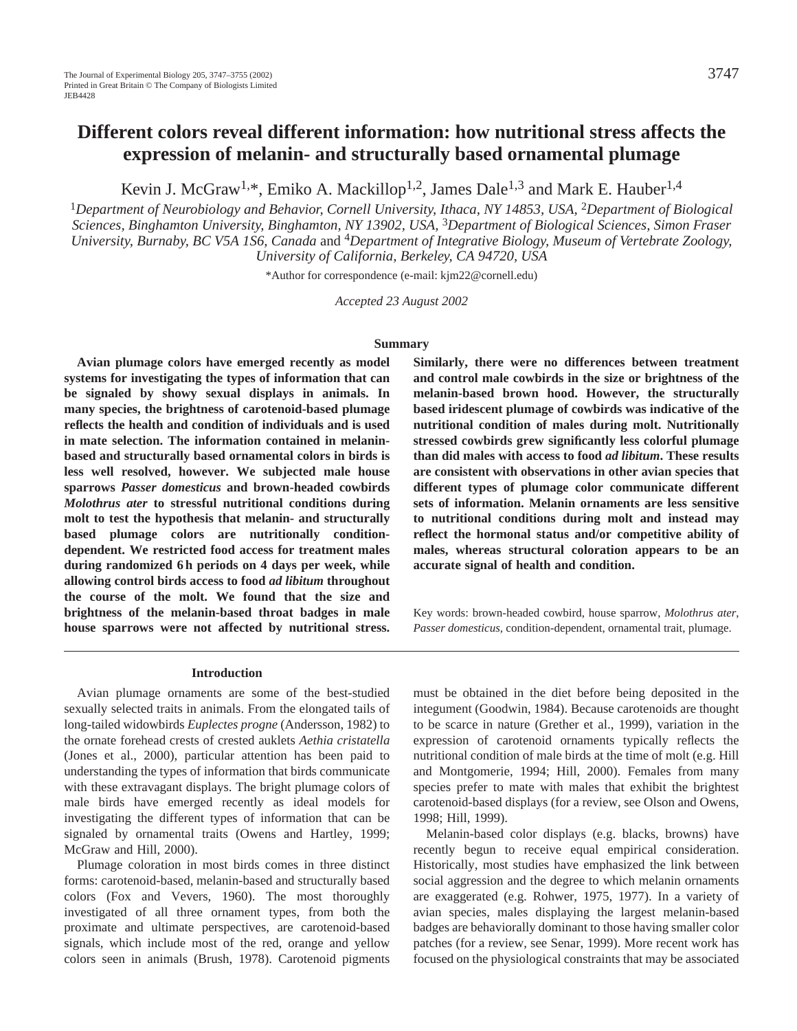# Different colors reveal different information: how nutritional stress affects the expression of melanin- and structurally based ornamental plumage

Kevin J. McGraw[1,*], Emiko A. Mackillop[1,2], James Dale[1,3] and Mark E. Hauber[1,4]

[1]*Department of Neurobiology and Behavior, Cornell University, Ithaca, NY 14853, USA*, [2]*Department of Biological Sciences, Binghamton University, Binghamton, NY 13902, USA*, [3]*Department of Biological Sciences, Simon Fraser University, Burnaby, BC V5A 1S6, Canada* and [4]*Department of Integrative Biology, Museum of Vertebrate Zoology, University of California, Berkeley, CA 94720, USA*

*Author for correspondence (e-mail: kjm22@cornell.edu)

*Accepted 23 August 2002*

## Summary

**Avian plumage colors have emerged recently as model systems for investigating the types of information that can be signaled by showy sexual displays in animals. In many species, the brightness of carotenoid-based plumage reflects the health and condition of individuals and is used in mate selection. The information contained in melanin-based and structurally based ornamental colors in birds is less well resolved, however. We subjected male house sparrows *Passer domesticus* and brown-headed cowbirds *Molothrus ater* to stressful nutritional conditions during molt to test the hypothesis that melanin- and structurally based plumage colors are nutritionally condition-dependent. We restricted food access for treatment males during randomized 6 h periods on 4 days per week, while allowing control birds access to food *ad libitum* throughout the course of the molt. We found that the size and brightness of the melanin-based throat badges in male house sparrows were not affected by nutritional stress. Similarly, there were no differences between treatment and control male cowbirds in the size or brightness of the melanin-based brown hood. However, the structurally based iridescent plumage of cowbirds was indicative of the nutritional condition of males during molt. Nutritionally stressed cowbirds grew significantly less colorful plumage than did males with access to food *ad libitum*. These results are consistent with observations in other avian species that different types of plumage color communicate different sets of information. Melanin ornaments are less sensitive to nutritional conditions during molt and instead may reflect the hormonal status and/or competitive ability of males, whereas structural coloration appears to be an accurate signal of health and condition.**

Key words: brown-headed cowbird, house sparrow, *Molothrus ater*, *Passer domesticus*, condition-dependent, ornamental trait, plumage.

## Introduction

Avian plumage ornaments are some of the best-studied sexually selected traits in animals. From the elongated tails of long-tailed widowbirds *Euplectes progne* (Andersson, 1982) to the ornate forehead crests of crested auklets *Aethia cristatella* (Jones et al., 2000), particular attention has been paid to understanding the types of information that birds communicate with these extravagant displays. The bright plumage colors of male birds have emerged recently as ideal models for investigating the different types of information that can be signaled by ornamental traits (Owens and Hartley, 1999; McGraw and Hill, 2000).

Plumage coloration in most birds comes in three distinct forms: carotenoid-based, melanin-based and structurally based colors (Fox and Vevers, 1960). The most thoroughly investigated of all three ornament types, from both the proximate and ultimate perspectives, are carotenoid-based signals, which include most of the red, orange and yellow colors seen in animals (Brush, 1978). Carotenoid pigments must be obtained in the diet before being deposited in the integument (Goodwin, 1984). Because carotenoids are thought to be scarce in nature (Grether et al., 1999), variation in the expression of carotenoid ornaments typically reflects the nutritional condition of male birds at the time of molt (e.g. Hill and Montgomerie, 1994; Hill, 2000). Females from many species prefer to mate with males that exhibit the brightest carotenoid-based displays (for a review, see Olson and Owens, 1998; Hill, 1999).

Melanin-based color displays (e.g. blacks, browns) have recently begun to receive equal empirical consideration. Historically, most studies have emphasized the link between social aggression and the degree to which melanin ornaments are exaggerated (e.g. Rohwer, 1975, 1977). In a variety of avian species, males displaying the largest melanin-based badges are behaviorally dominant to those having smaller color patches (for a review, see Senar, 1999). More recent work has focused on the physiological constraints that may be associated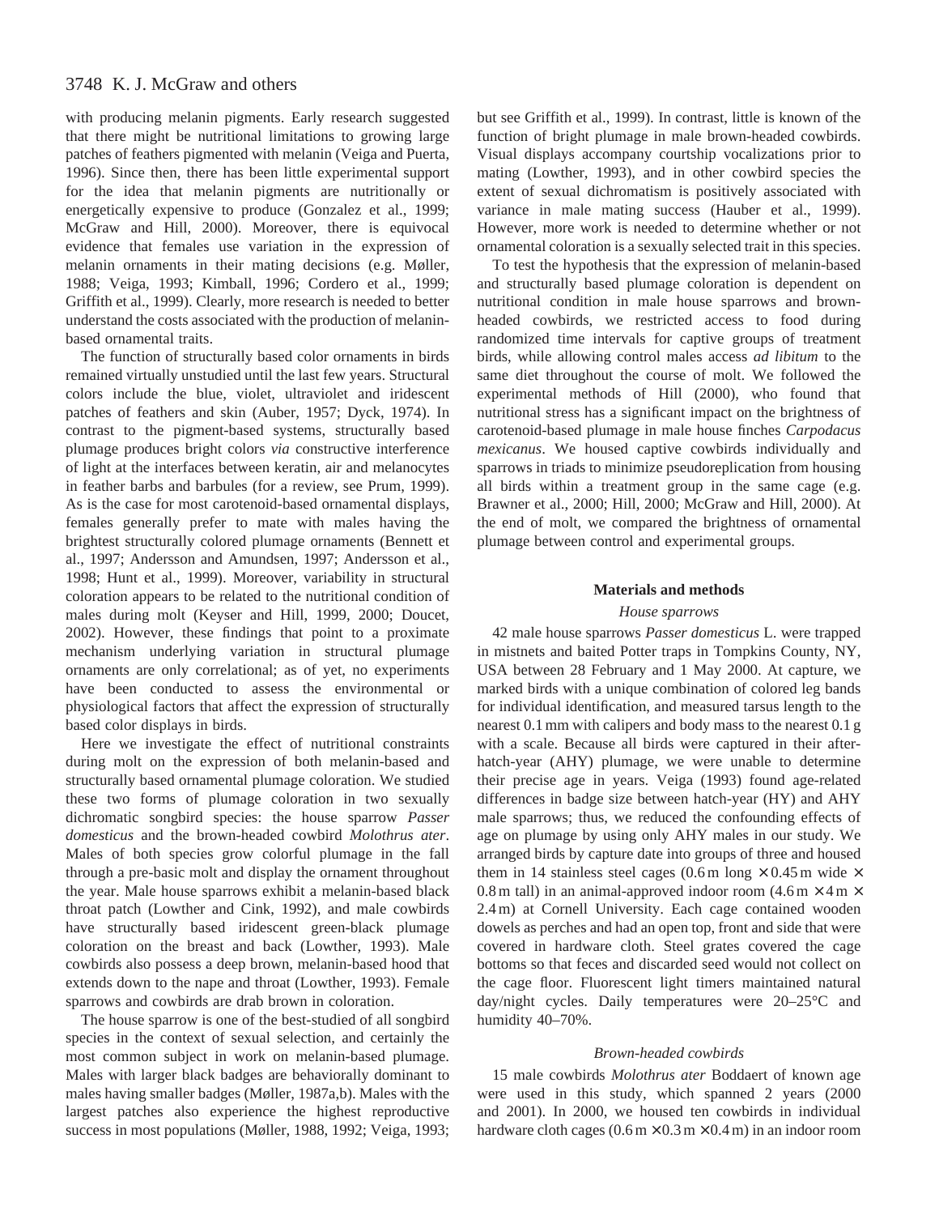with producing melanin pigments. Early research suggested that there might be nutritional limitations to growing large patches of feathers pigmented with melanin (Veiga and Puerta, 1996). Since then, there has been little experimental support for the idea that melanin pigments are nutritionally or energetically expensive to produce (Gonzalez et al., 1999; McGraw and Hill, 2000). Moreover, there is equivocal evidence that females use variation in the expression of melanin ornaments in their mating decisions (e.g. Møller, 1988; Veiga, 1993; Kimball, 1996; Cordero et al., 1999; Griffith et al., 1999). Clearly, more research is needed to better understand the costs associated with the production of melanin-based ornamental traits.

The function of structurally based color ornaments in birds remained virtually unstudied until the last few years. Structural colors include the blue, violet, ultraviolet and iridescent patches of feathers and skin (Auber, 1957; Dyck, 1974). In contrast to the pigment-based systems, structurally based plumage produces bright colors *via* constructive interference of light at the interfaces between keratin, air and melanocytes in feather barbs and barbules (for a review, see Prum, 1999). As is the case for most carotenoid-based ornamental displays, females generally prefer to mate with males having the brightest structurally colored plumage ornaments (Bennett et al., 1997; Andersson and Amundsen, 1997; Andersson et al., 1998; Hunt et al., 1999). Moreover, variability in structural coloration appears to be related to the nutritional condition of males during molt (Keyser and Hill, 1999, 2000; Doucet, 2002). However, these findings that point to a proximate mechanism underlying variation in structural plumage ornaments are only correlational; as of yet, no experiments have been conducted to assess the environmental or physiological factors that affect the expression of structurally based color displays in birds.

Here we investigate the effect of nutritional constraints during molt on the expression of both melanin-based and structurally based ornamental plumage coloration. We studied these two forms of plumage coloration in two sexually dichromatic songbird species: the house sparrow *Passer domesticus* and the brown-headed cowbird *Molothrus ater*. Males of both species grow colorful plumage in the fall through a pre-basic molt and display the ornament throughout the year. Male house sparrows exhibit a melanin-based black throat patch (Lowther and Cink, 1992), and male cowbirds have structurally based iridescent green-black plumage coloration on the breast and back (Lowther, 1993). Male cowbirds also possess a deep brown, melanin-based hood that extends down to the nape and throat (Lowther, 1993). Female sparrows and cowbirds are drab brown in coloration.

The house sparrow is one of the best-studied of all songbird species in the context of sexual selection, and certainly the most common subject in work on melanin-based plumage. Males with larger black badges are behaviorally dominant to males having smaller badges (Møller, 1987a,b). Males with the largest patches also experience the highest reproductive success in most populations (Møller, 1988, 1992; Veiga, 1993; but see Griffith et al., 1999). In contrast, little is known of the function of bright plumage in male brown-headed cowbirds. Visual displays accompany courtship vocalizations prior to mating (Lowther, 1993), and in other cowbird species the extent of sexual dichromatism is positively associated with variance in male mating success (Hauber et al., 1999). However, more work is needed to determine whether or not ornamental coloration is a sexually selected trait in this species.

To test the hypothesis that the expression of melanin-based and structurally based plumage coloration is dependent on nutritional condition in male house sparrows and brown-headed cowbirds, we restricted access to food during randomized time intervals for captive groups of treatment birds, while allowing control males access *ad libitum* to the same diet throughout the course of molt. We followed the experimental methods of Hill (2000), who found that nutritional stress has a significant impact on the brightness of carotenoid-based plumage in male house finches *Carpodacus mexicanus*. We housed captive cowbirds individually and sparrows in triads to minimize pseudoreplication from housing all birds within a treatment group in the same cage (e.g. Brawner et al., 2000; Hill, 2000; McGraw and Hill, 2000). At the end of molt, we compared the brightness of ornamental plumage between control and experimental groups.

## Materials and methods

### *House sparrows*

42 male house sparrows *Passer domesticus* L. were trapped in mistnets and baited Potter traps in Tompkins County, NY, USA between 28 February and 1 May 2000. At capture, we marked birds with a unique combination of colored leg bands for individual identification, and measured tarsus length to the nearest 0.1 mm with calipers and body mass to the nearest 0.1 g with a scale. Because all birds were captured in their after-hatch-year (AHY) plumage, we were unable to determine their precise age in years. Veiga (1993) found age-related differences in badge size between hatch-year (HY) and AHY male sparrows; thus, we reduced the confounding effects of age on plumage by using only AHY males in our study. We arranged birds by capture date into groups of three and housed them in 14 stainless steel cages (0.6 m long × 0.45 m wide × 0.8 m tall) in an animal-approved indoor room (4.6 m × 4 m × 2.4 m) at Cornell University. Each cage contained wooden dowels as perches and had an open top, front and side that were covered in hardware cloth. Steel grates covered the cage bottoms so that feces and discarded seed would not collect on the cage floor. Fluorescent light timers maintained natural day/night cycles. Daily temperatures were 20–25°C and humidity 40–70%.

### *Brown-headed cowbirds*

15 male cowbirds *Molothrus ater* Boddaert of known age were used in this study, which spanned 2 years (2000 and 2001). In 2000, we housed ten cowbirds in individual hardware cloth cages (0.6 m × 0.3 m × 0.4 m) in an indoor room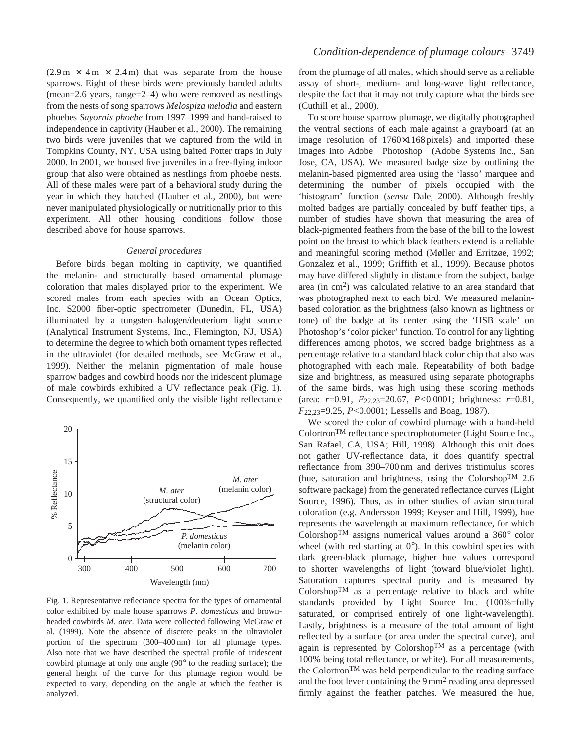(2.9 m × 4 m × 2.4 m) that was separate from the house sparrows. Eight of these birds were previously banded adults (mean=2.6 years, range=2–4) who were removed as nestlings from the nests of song sparrows *Melospiza melodia* and eastern phoebes *Sayornis phoebe* from 1997–1999 and hand-raised to independence in captivity (Hauber et al., 2000). The remaining two birds were juveniles that we captured from the wild in Tompkins County, NY, USA using baited Potter traps in July 2000. In 2001, we housed five juveniles in a free-flying indoor group that also were obtained as nestlings from phoebe nests. All of these males were part of a behavioral study during the year in which they hatched (Hauber et al., 2000), but were never manipulated physiologically or nutritionally prior to this experiment. All other housing conditions follow those described above for house sparrows.

### *General procedures*

Before birds began molting in captivity, we quantified the melanin- and structurally based ornamental plumage coloration that males displayed prior to the experiment. We scored males from each species with an Ocean Optics, Inc. S2000 fiber-optic spectrometer (Dunedin, FL, USA) illuminated by a tungsten–halogen/deuterium light source (Analytical Instrument Systems, Inc., Flemington, NJ, USA) to determine the degree to which both ornament types reflected in the ultraviolet (for detailed methods, see McGraw et al., 1999). Neither the melanin pigmentation of male house sparrow badges and cowbird hoods nor the iridescent plumage of male cowbirds exhibited a UV reflectance peak (Fig. 1). Consequently, we quantified only the visible light reflectance from the plumage of all males, which should serve as a reliable assay of short-, medium- and long-wave light reflectance, despite the fact that it may not truly capture what the birds see (Cuthill et al., 2000).

Fig. 1. Representative reflectance spectra for the types of ornamental color exhibited by male house sparrows *P. domesticus* and brown-headed cowbirds *M. ater*. Data were collected following McGraw et al. (1999). Note the absence of discrete peaks in the ultraviolet portion of the spectrum (300–400 nm) for all plumage types. Also note that we have described the spectral profile of iridescent cowbird plumage at only one angle (90° to the reading surface); the general height of the curve for this plumage region would be expected to vary, depending on the angle at which the feather is analyzed.

To score house sparrow plumage, we digitally photographed the ventral sections of each male against a grayboard (at an image resolution of 1760×1168 pixels) and imported these images into Adobe Photoshop (Adobe Systems Inc., San Jose, CA, USA). We measured badge size by outlining the melanin-based pigmented area using the 'lasso' marquee and determining the number of pixels occupied with the 'histogram' function (*sensu* Dale, 2000). Although freshly molted badges are partially concealed by buff feather tips, a number of studies have shown that measuring the area of black-pigmented feathers from the base of the bill to the lowest point on the breast to which black feathers extend is a reliable and meaningful scoring method (Møller and Erritzøe, 1992; Gonzalez et al., 1999; Griffith et al., 1999). Because photos may have differed slightly in distance from the subject, badge area (in $cm^2$) was calculated relative to an area standard that was photographed next to each bird. We measured melanin-based coloration as the brightness (also known as lightness or tone) of the badge at its center using the 'HSB scale' on Photoshop's 'color picker' function. To control for any lighting differences among photos, we scored badge brightness as a percentage relative to a standard black color chip that also was photographed with each male. Repeatability of both badge size and brightness, as measured using separate photographs of the same birds, was high using these scoring methods (area: $r$=0.91, $F_{22,23}$=20.67, $P$<0.0001; brightness: $r$=0.81, $F_{22,23}$=9.25, $P$<0.0001; Lessells and Boag, 1987).

We scored the color of cowbird plumage with a hand-held Colortron™ reflectance spectrophotometer (Light Source Inc., San Rafael, CA, USA; Hill, 1998). Although this unit does not gather UV-reflectance data, it does quantify spectral reflectance from 390–700 nm and derives tristimulus scores (hue, saturation and brightness, using the Colorshop™ 2.6 software package) from the generated reflectance curves (Light Source, 1996). Thus, as in other studies of avian structural coloration (e.g. Andersson 1999; Keyser and Hill, 1999), hue represents the wavelength at maximum reflectance, for which Colorshop™ assigns numerical values around a 360° color wheel (with red starting at 0°). In this cowbird species with dark green-black plumage, higher hue values correspond to shorter wavelengths of light (toward blue/violet light). Saturation captures spectral purity and is measured by Colorshop™ as a percentage relative to black and white standards provided by Light Source Inc. (100%=fully saturated, or comprised entirely of one light-wavelength). Lastly, brightness is a measure of the total amount of light reflected by a surface (or area under the spectral curve), and again is represented by Colorshop™ as a percentage (with 100% being total reflectance, or white). For all measurements, the Colortron™ was held perpendicular to the reading surface and the foot lever containing the 9 $mm^2$ reading area depressed firmly against the feather patches. We measured the hue,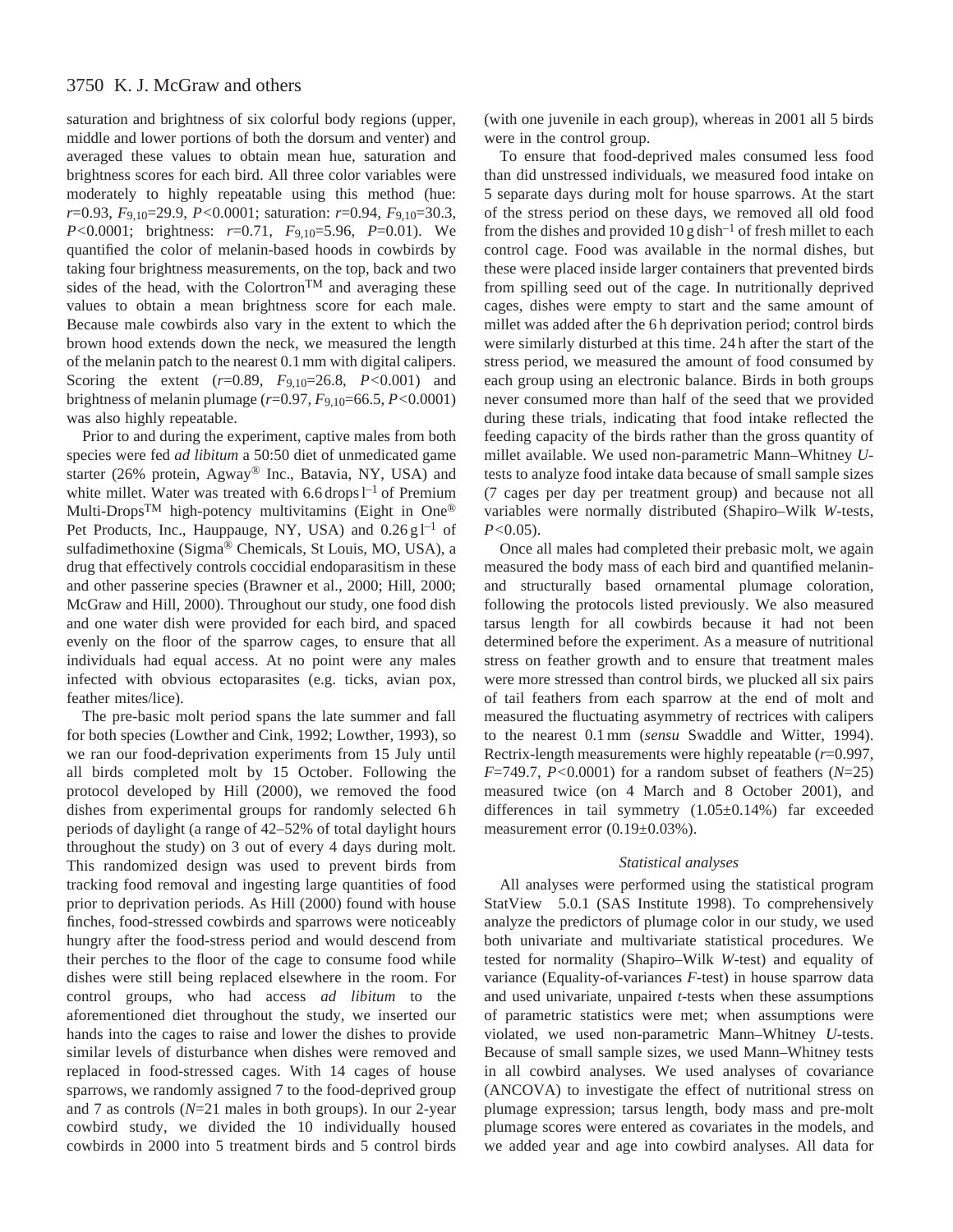saturation and brightness of six colorful body regions (upper, middle and lower portions of both the dorsum and venter) and averaged these values to obtain mean hue, saturation and brightness scores for each bird. All three color variables were moderately to highly repeatable using this method (hue: $r$=0.93, $F_{9,10}$=29.9, $P$<0.0001; saturation: $r$=0.94, $F_{9,10}$=30.3, $P$<0.0001; brightness: $r$=0.71, $F_{9,10}$=5.96, $P$=0.01). We quantified the color of melanin-based hoods in cowbirds by taking four brightness measurements, on the top, back and two sides of the head, with the Colortron™ and averaging these values to obtain a mean brightness score for each male. Because male cowbirds also vary in the extent to which the brown hood extends down the neck, we measured the length of the melanin patch to the nearest 0.1 mm with digital calipers. Scoring the extent ($r$=0.89, $F_{9,10}$=26.8, $P$<0.001) and brightness of melanin plumage ($r$=0.97, $F_{9,10}$=66.5, $P$<0.0001) was also highly repeatable.

Prior to and during the experiment, captive males from both species were fed *ad libitum* a 50:50 diet of unmedicated game starter (26% protein, Agway® Inc., Batavia, NY, USA) and white millet. Water was treated with 6.6 drops $l^{-1}$ of Premium Multi-Drops™ high-potency multivitamins (Eight in One® Pet Products, Inc., Hauppauge, NY, USA) and 0.26 g $l^{-1}$ of sulfadimethoxine (Sigma® Chemicals, St Louis, MO, USA), a drug that effectively controls coccidial endoparasitism in these and other passerine species (Brawner et al., 2000; Hill, 2000; McGraw and Hill, 2000). Throughout our study, one food dish and one water dish were provided for each bird, and spaced evenly on the floor of the sparrow cages, to ensure that all individuals had equal access. At no point were any males infected with obvious ectoparasites (e.g. ticks, avian pox, feather mites/lice).

The pre-basic molt period spans the late summer and fall for both species (Lowther and Cink, 1992; Lowther, 1993), so we ran our food-deprivation experiments from 15 July until all birds completed molt by 15 October. Following the protocol developed by Hill (2000), we removed the food dishes from experimental groups for randomly selected 6 h periods of daylight (a range of 42–52% of total daylight hours throughout the study) on 3 out of every 4 days during molt. This randomized design was used to prevent birds from tracking food removal and ingesting large quantities of food prior to deprivation periods. As Hill (2000) found with house finches, food-stressed cowbirds and sparrows were noticeably hungry after the food-stress period and would descend from their perches to the floor of the cage to consume food while dishes were still being replaced elsewhere in the room. For control groups, who had access *ad libitum* to the aforementioned diet throughout the study, we inserted our hands into the cages to raise and lower the dishes to provide similar levels of disturbance when dishes were removed and replaced in food-stressed cages. With 14 cages of house sparrows, we randomly assigned 7 to the food-deprived group and 7 as controls ($N$=21 males in both groups). In our 2-year cowbird study, we divided the 10 individually housed cowbirds in 2000 into 5 treatment birds and 5 control birds (with one juvenile in each group), whereas in 2001 all 5 birds were in the control group.

To ensure that food-deprived males consumed less food than did unstressed individuals, we measured food intake on 5 separate days during molt for house sparrows. At the start of the stress period on these days, we removed all old food from the dishes and provided 10 g dish$^{-1}$ of fresh millet to each control cage. Food was available in the normal dishes, but these were placed inside larger containers that prevented birds from spilling seed out of the cage. In nutritionally deprived cages, dishes were empty to start and the same amount of millet was added after the 6 h deprivation period; control birds were similarly disturbed at this time. 24 h after the start of the stress period, we measured the amount of food consumed by each group using an electronic balance. Birds in both groups never consumed more than half of the seed that we provided during these trials, indicating that food intake reflected the feeding capacity of the birds rather than the gross quantity of millet available. We used non-parametric Mann–Whitney $U$-tests to analyze food intake data because of small sample sizes (7 cages per day per treatment group) and because not all variables were normally distributed (Shapiro–Wilk $W$-tests, $P$<0.05).

Once all males had completed their prebasic molt, we again measured the body mass of each bird and quantified melanin- and structurally based ornamental plumage coloration, following the protocols listed previously. We also measured tarsus length for all cowbirds because it had not been determined before the experiment. As a measure of nutritional stress on feather growth and to ensure that treatment males were more stressed than control birds, we plucked all six pairs of tail feathers from each sparrow at the end of molt and measured the fluctuating asymmetry of rectrices with calipers to the nearest 0.1 mm (*sensu* Swaddle and Witter, 1994). Rectrix-length measurements were highly repeatable ($r$=0.997, $F$=749.7, $P$<0.0001) for a random subset of feathers ($N$=25) measured twice (on 4 March and 8 October 2001), and differences in tail symmetry (1.05±0.14%) far exceeded measurement error (0.19±0.03%).

### *Statistical analyses*

All analyses were performed using the statistical program StatView 5.0.1 (SAS Institute 1998). To comprehensively analyze the predictors of plumage color in our study, we used both univariate and multivariate statistical procedures. We tested for normality (Shapiro–Wilk $W$-test) and equality of variance (Equality-of-variances $F$-test) in house sparrow data and used univariate, unpaired $t$-tests when these assumptions of parametric statistics were met; when assumptions were violated, we used non-parametric Mann–Whitney $U$-tests. Because of small sample sizes, we used Mann–Whitney tests in all cowbird analyses. We used analyses of covariance (ANCOVA) to investigate the effect of nutritional stress on plumage expression; tarsus length, body mass and pre-molt plumage scores were entered as covariates in the models, and we added year and age into cowbird analyses. All data for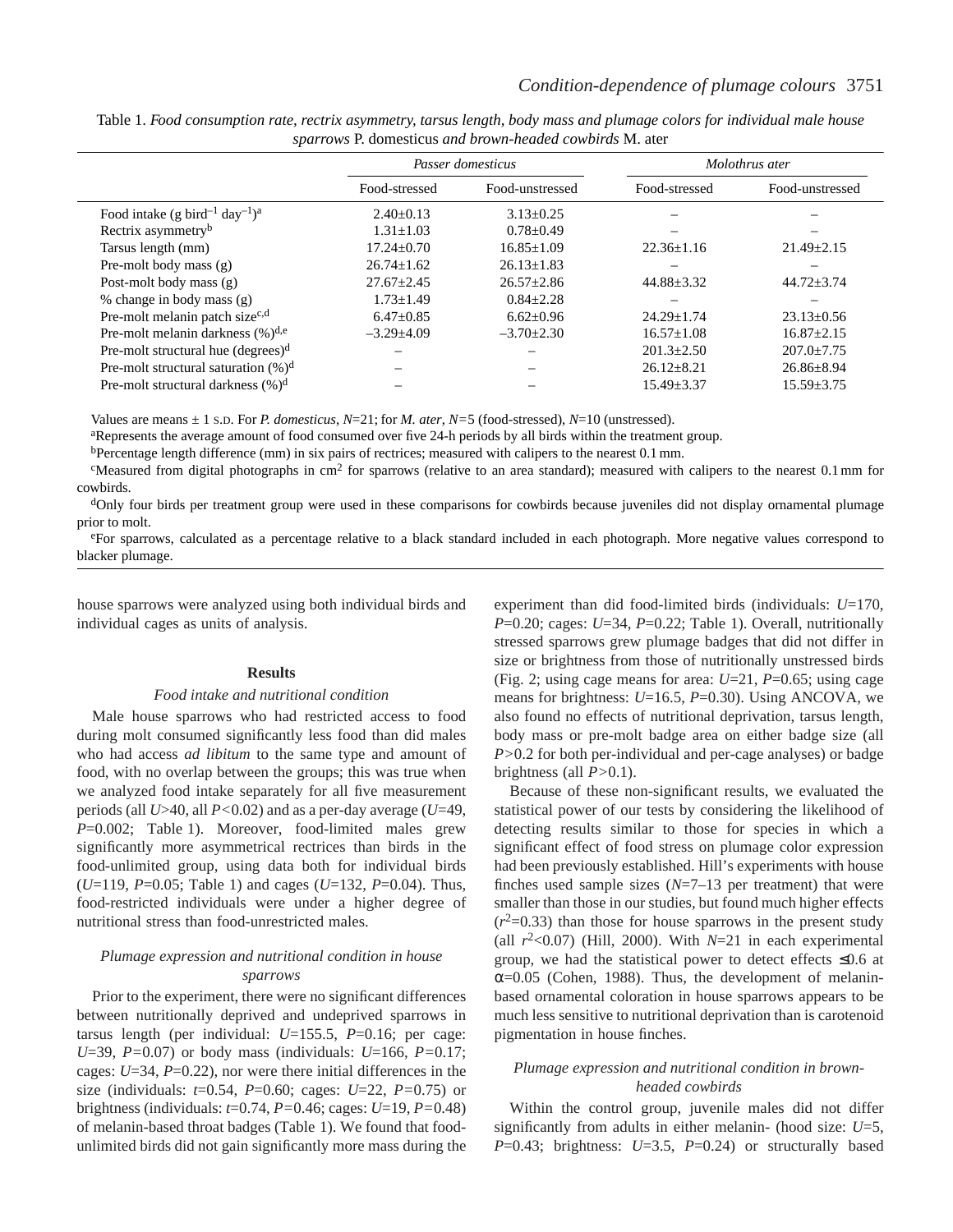Table 1. *Food consumption rate, rectrix asymmetry, tarsus length, body mass and plumage colors for individual male house sparrows* P. domesticus *and brown-headed cowbirds* M. ater

| | *Passer domesticus* | | *Molothrus ater* | |
|---|---|---|---|---|
| | Food-stressed | Food-unstressed | Food-stressed | Food-unstressed |
| Food intake (g bird$^{-1}$ day$^{-1}$)[a] | 2.40±0.13 | 3.13±0.25 | – | – |
| Rectrix asymmetry[b] | 1.31±1.03 | 0.78±0.49 | – | – |
| Tarsus length (mm) | 17.24±0.70 | 16.85±1.09 | 22.36±1.16 | 21.49±2.15 |
| Pre-molt body mass (g) | 26.74±1.62 | 26.13±1.83 | – | – |
| Post-molt body mass (g) | 27.67±2.45 | 26.57±2.86 | 44.88±3.32 | 44.72±3.74 |
| % change in body mass (g) | 1.73±1.49 | 0.84±2.28 | – | – |
| Pre-molt melanin patch size[c,d] | 6.47±0.85 | 6.62±0.96 | 24.29±1.74 | 23.13±0.56 |
| Pre-molt melanin darkness (%)[d,e] | –3.29±4.09 | –3.70±2.30 | 16.57±1.08 | 16.87±2.15 |
| Pre-molt structural hue (degrees)[d] | – | – | 201.3±2.50 | 207.0±7.75 |
| Pre-molt structural saturation (%)[d] | – | – | 26.12±8.21 | 26.86±8.94 |
| Pre-molt structural darkness (%)[d] | – | – | 15.49±3.37 | 15.59±3.75 |

Values are means ± 1 S.D. For *P. domesticus*, *N*=21; for *M. ater*, *N*=5 (food-stressed), *N*=10 (unstressed).

[a]Represents the average amount of food consumed over five 24-h periods by all birds within the treatment group.

[b]Percentage length difference (mm) in six pairs of rectrices; measured with calipers to the nearest 0.1 mm.

[c]Measured from digital photographs in cm$^2$ for sparrows (relative to an area standard); measured with calipers to the nearest 0.1 mm for cowbirds.

[d]Only four birds per treatment group were used in these comparisons for cowbirds because juveniles did not display ornamental plumage prior to molt.

[e]For sparrows, calculated as a percentage relative to a black standard included in each photograph. More negative values correspond to blacker plumage.

house sparrows were analyzed using both individual birds and individual cages as units of analysis.

## Results

### Food intake and nutritional condition

Male house sparrows who had restricted access to food during molt consumed significantly less food than did males who had access *ad libitum* to the same type and amount of food, with no overlap between the groups; this was true when we analyzed food intake separately for all five measurement periods (all $U>40$, all $P<0.02$) and as a per-day average ($U=49$, $P=0.002$; Table 1). Moreover, food-limited males grew significantly more asymmetrical rectrices than birds in the food-unlimited group, using data both for individual birds ($U=119$, $P=0.05$; Table 1) and cages ($U=132$, $P=0.04$). Thus, food-restricted individuals were under a higher degree of nutritional stress than food-unrestricted males.

### Plumage expression and nutritional condition in house sparrows

Prior to the experiment, there were no significant differences between nutritionally deprived and undeprived sparrows in tarsus length (per individual: $U=155.5$, $P=0.16$; per cage: $U=39$, $P=0.07$) or body mass (individuals: $U=166$, $P=0.17$; cages: $U=34$, $P=0.22$), nor were there initial differences in the size (individuals: $t=0.54$, $P=0.60$; cages: $U=22$, $P=0.75$) or brightness (individuals: $t=0.74$, $P=0.46$; cages: $U=19$, $P=0.48$) of melanin-based throat badges (Table 1). We found that food-unlimited birds did not gain significantly more mass during the experiment than did food-limited birds (individuals: $U=170$, $P=0.20$; cages: $U=34$, $P=0.22$; Table 1). Overall, nutritionally stressed sparrows grew plumage badges that did not differ in size or brightness from those of nutritionally unstressed birds (Fig. 2; using cage means for area: $U=21$, $P=0.65$; using cage means for brightness: $U=16.5$, $P=0.30$). Using ANCOVA, we also found no effects of nutritional deprivation, tarsus length, body mass or pre-molt badge area on either badge size (all $P>0.2$ for both per-individual and per-cage analyses) or badge brightness (all $P>0.1$).

Because of these non-significant results, we evaluated the statistical power of our tests by considering the likelihood of detecting results similar to those for species in which a significant effect of food stress on plumage color expression had been previously established. Hill's experiments with house finches used sample sizes ($N$=7–13 per treatment) that were smaller than those in our studies, but found much higher effects ($r^2=0.33$) than those for house sparrows in the present study (all $r^2<0.07$) (Hill, 2000). With $N=21$ in each experimental group, we had the statistical power to detect effects ≤0.6 at $\alpha=0.05$ (Cohen, 1988). Thus, the development of melanin-based ornamental coloration in house sparrows appears to be much less sensitive to nutritional deprivation than is carotenoid pigmentation in house finches.

### Plumage expression and nutritional condition in brown-headed cowbirds

Within the control group, juvenile males did not differ significantly from adults in either melanin- (hood size: $U=5$, $P=0.43$; brightness: $U=3.5$, $P=0.24$) or structurally based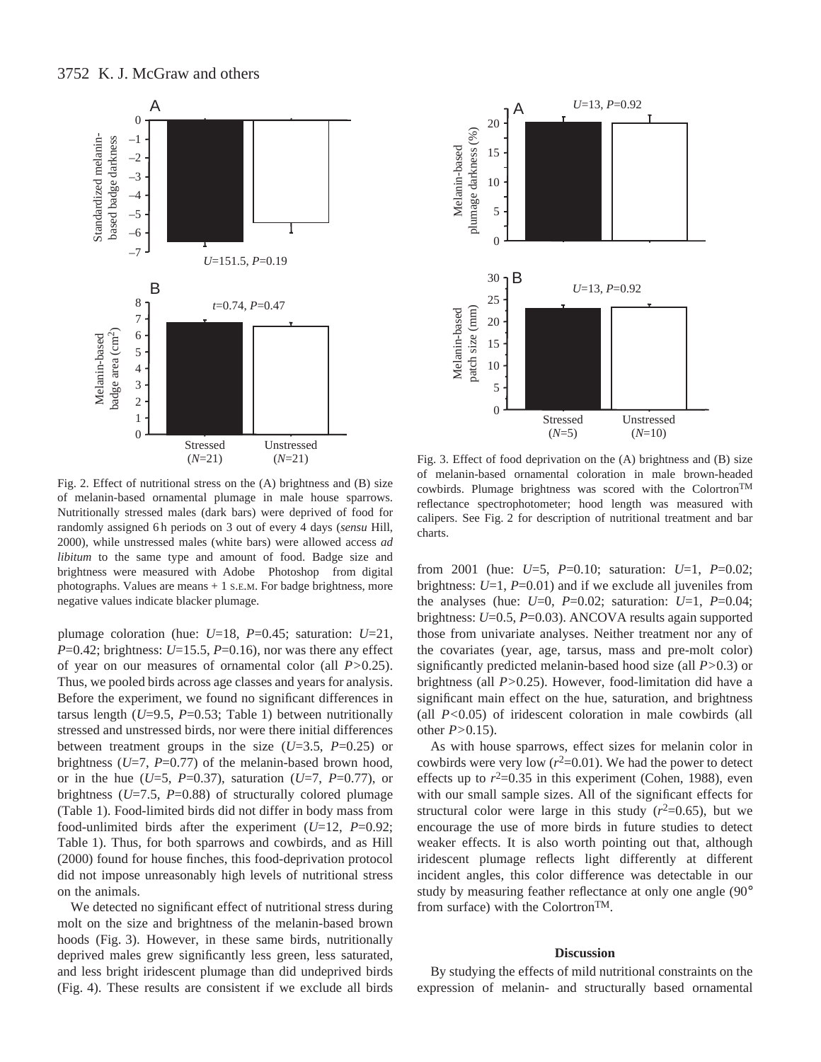Fig. 2. Effect of nutritional stress on the (A) brightness and (B) size of melanin-based ornamental plumage in male house sparrows. Nutritionally stressed males (dark bars) were deprived of food for randomly assigned 6 h periods on 3 out of every 4 days (*sensu* Hill, 2000), while unstressed males (white bars) were allowed access *ad libitum* to the same type and amount of food. Badge size and brightness were measured with Adobe Photoshop from digital photographs. Values are means + 1 S.E.M. For badge brightness, more negative values indicate blacker plumage.

Fig. 3. Effect of food deprivation on the (A) brightness and (B) size of melanin-based ornamental coloration in male brown-headed cowbirds. Plumage brightness was scored with the Colortron™ reflectance spectrophotometer; hood length was measured with calipers. See Fig. 2 for description of nutritional treatment and bar charts.

plumage coloration (hue: $U$=18, $P$=0.45; saturation: $U$=21, $P$=0.42; brightness: $U$=15.5, $P$=0.16), nor was there any effect of year on our measures of ornamental color (all $P$>0.25). Thus, we pooled birds across age classes and years for analysis. Before the experiment, we found no significant differences in tarsus length ($U$=9.5, $P$=0.53; Table 1) between nutritionally stressed and unstressed birds, nor were there initial differences between treatment groups in the size ($U$=3.5, $P$=0.25) or brightness ($U$=7, $P$=0.77) of the melanin-based brown hood, or in the hue ($U$=5, $P$=0.37), saturation ($U$=7, $P$=0.77), or brightness ($U$=7.5, $P$=0.88) of structurally colored plumage (Table 1). Food-limited birds did not differ in body mass from food-unlimited birds after the experiment ($U$=12, $P$=0.92; Table 1). Thus, for both sparrows and cowbirds, and as Hill (2000) found for house finches, this food-deprivation protocol did not impose unreasonably high levels of nutritional stress on the animals.

We detected no significant effect of nutritional stress during molt on the size and brightness of the melanin-based brown hoods (Fig. 3). However, in these same birds, nutritionally deprived males grew significantly less green, less saturated, and less bright iridescent plumage than did undeprived birds (Fig. 4). These results are consistent if we exclude all birds from 2001 (hue: $U$=5, $P$=0.10; saturation: $U$=1, $P$=0.02; brightness: $U$=1, $P$=0.01) and if we exclude all juveniles from the analyses (hue: $U$=0, $P$=0.02; saturation: $U$=1, $P$=0.04; brightness: $U$=0.5, $P$=0.03). ANCOVA results again supported those from univariate analyses. Neither treatment nor any of the covariates (year, age, tarsus, mass and pre-molt color) significantly predicted melanin-based hood size (all $P$>0.3) or brightness (all $P$>0.25). However, food-limitation did have a significant main effect on the hue, saturation, and brightness (all $P$<0.05) of iridescent coloration in male cowbirds (all other $P$>0.15).

As with house sparrows, effect sizes for melanin color in cowbirds were very low ($r^2$=0.01). We had the power to detect effects up to $r^2$=0.35 in this experiment (Cohen, 1988), even with our small sample sizes. All of the significant effects for structural color were large in this study ($r^2$=0.65), but we encourage the use of more birds in future studies to detect weaker effects. It is also worth pointing out that, although iridescent plumage reflects light differently at different incident angles, this color difference was detectable in our study by measuring feather reflectance at only one angle (90° from surface) with the Colortron™.

## Discussion

By studying the effects of mild nutritional constraints on the expression of melanin- and structurally based ornamental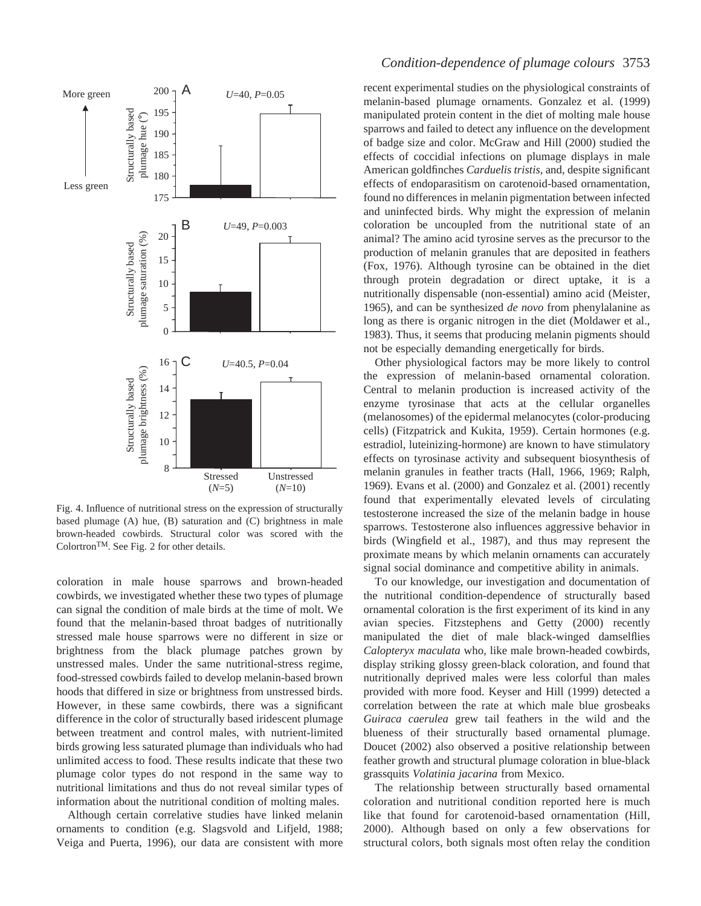Fig. 4. Influence of nutritional stress on the expression of structurally based plumage (A) hue, (B) saturation and (C) brightness in male brown-headed cowbirds. Structural color was scored with the Colortron™. See Fig. 2 for other details.

coloration in male house sparrows and brown-headed cowbirds, we investigated whether these two types of plumage can signal the condition of male birds at the time of molt. We found that the melanin-based throat badges of nutritionally stressed male house sparrows were no different in size or brightness from the black plumage patches grown by unstressed males. Under the same nutritional-stress regime, food-stressed cowbirds failed to develop melanin-based brown hoods that differed in size or brightness from unstressed birds. However, in these same cowbirds, there was a significant difference in the color of structurally based iridescent plumage between treatment and control males, with nutrient-limited birds growing less saturated plumage than individuals who had unlimited access to food. These results indicate that these two plumage color types do not respond in the same way to nutritional limitations and thus do not reveal similar types of information about the nutritional condition of molting males.

Although certain correlative studies have linked melanin ornaments to condition (e.g. Slagsvold and Lifjeld, 1988; Veiga and Puerta, 1996), our data are consistent with more recent experimental studies on the physiological constraints of melanin-based plumage ornaments. Gonzalez et al. (1999) manipulated protein content in the diet of molting male house sparrows and failed to detect any influence on the development of badge size and color. McGraw and Hill (2000) studied the effects of coccidial infections on plumage displays in male American goldfinches *Carduelis tristis*, and, despite significant effects of endoparasitism on carotenoid-based ornamentation, found no differences in melanin pigmentation between infected and uninfected birds. Why might the expression of melanin coloration be uncoupled from the nutritional state of an animal? The amino acid tyrosine serves as the precursor to the production of melanin granules that are deposited in feathers (Fox, 1976). Although tyrosine can be obtained in the diet through protein degradation or direct uptake, it is a nutritionally dispensable (non-essential) amino acid (Meister, 1965), and can be synthesized *de novo* from phenylalanine as long as there is organic nitrogen in the diet (Moldawer et al., 1983). Thus, it seems that producing melanin pigments should not be especially demanding energetically for birds.

Other physiological factors may be more likely to control the expression of melanin-based ornamental coloration. Central to melanin production is increased activity of the enzyme tyrosinase that acts at the cellular organelles (melanosomes) of the epidermal melanocytes (color-producing cells) (Fitzpatrick and Kukita, 1959). Certain hormones (e.g. estradiol, luteinizing-hormone) are known to have stimulatory effects on tyrosinase activity and subsequent biosynthesis of melanin granules in feather tracts (Hall, 1966, 1969; Ralph, 1969). Evans et al. (2000) and Gonzalez et al. (2001) recently found that experimentally elevated levels of circulating testosterone increased the size of the melanin badge in house sparrows. Testosterone also influences aggressive behavior in birds (Wingfield et al., 1987), and thus may represent the proximate means by which melanin ornaments can accurately signal social dominance and competitive ability in animals.

To our knowledge, our investigation and documentation of the nutritional condition-dependence of structurally based ornamental coloration is the first experiment of its kind in any avian species. Fitzstephens and Getty (2000) recently manipulated the diet of male black-winged damselflies *Calopteryx maculata* who, like male brown-headed cowbirds, display striking glossy green-black coloration, and found that nutritionally deprived males were less colorful than males provided with more food. Keyser and Hill (1999) detected a correlation between the rate at which male blue grosbeaks *Guiraca caerulea* grew tail feathers in the wild and the blueness of their structurally based ornamental plumage. Doucet (2002) also observed a positive relationship between feather growth and structural plumage coloration in blue-black grassquits *Volatinia jacarina* from Mexico.

The relationship between structurally based ornamental coloration and nutritional condition reported here is much like that found for carotenoid-based ornamentation (Hill, 2000). Although based on only a few observations for structural colors, both signals most often relay the condition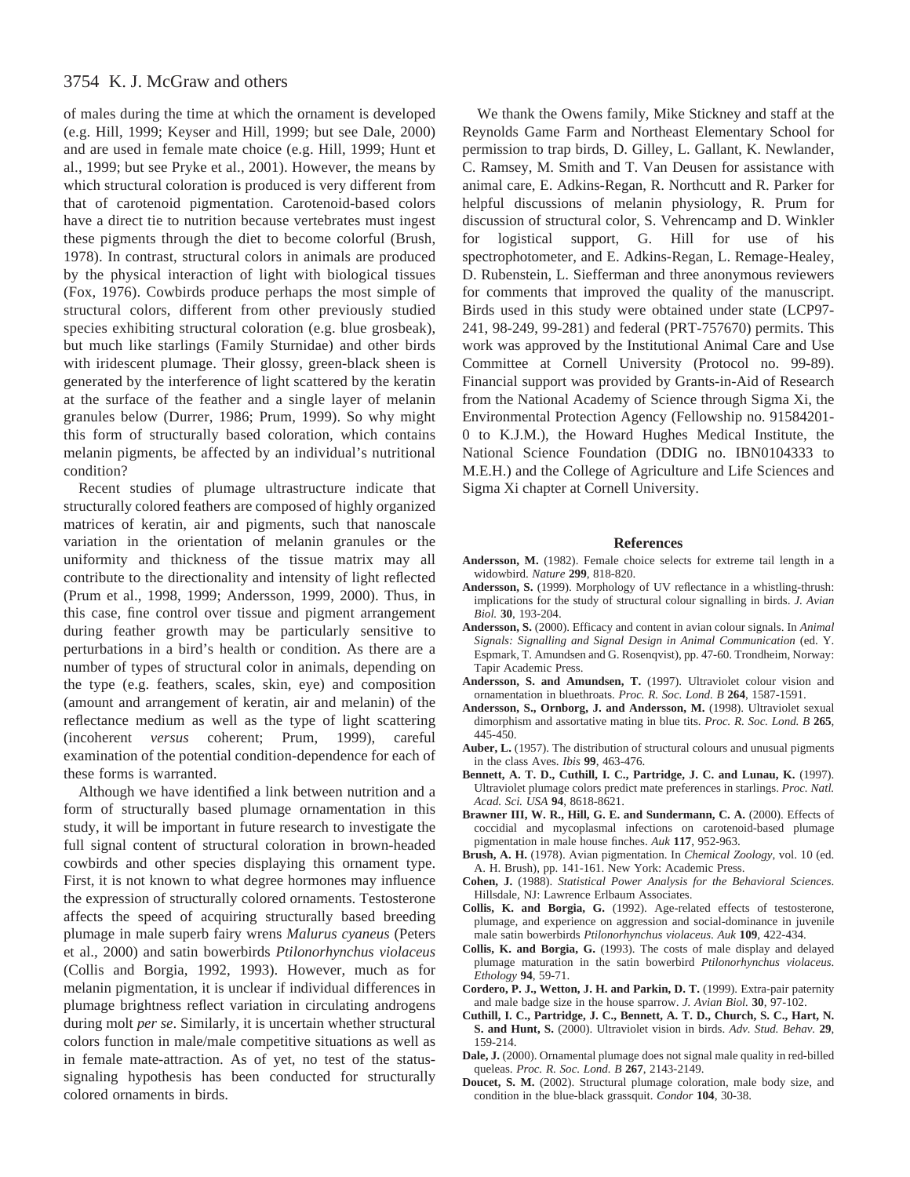of males during the time at which the ornament is developed (e.g. Hill, 1999; Keyser and Hill, 1999; but see Dale, 2000) and are used in female mate choice (e.g. Hill, 1999; Hunt et al., 1999; but see Pryke et al., 2001). However, the means by which structural coloration is produced is very different from that of carotenoid pigmentation. Carotenoid-based colors have a direct tie to nutrition because vertebrates must ingest these pigments through the diet to become colorful (Brush, 1978). In contrast, structural colors in animals are produced by the physical interaction of light with biological tissues (Fox, 1976). Cowbirds produce perhaps the most simple of structural colors, different from other previously studied species exhibiting structural coloration (e.g. blue grosbeak), but much like starlings (Family Sturnidae) and other birds with iridescent plumage. Their glossy, green-black sheen is generated by the interference of light scattered by the keratin at the surface of the feather and a single layer of melanin granules below (Durrer, 1986; Prum, 1999). So why might this form of structurally based coloration, which contains melanin pigments, be affected by an individual's nutritional condition?

Recent studies of plumage ultrastructure indicate that structurally colored feathers are composed of highly organized matrices of keratin, air and pigments, such that nanoscale variation in the orientation of melanin granules or the uniformity and thickness of the tissue matrix may all contribute to the directionality and intensity of light reflected (Prum et al., 1998, 1999; Andersson, 1999, 2000). Thus, in this case, fine control over tissue and pigment arrangement during feather growth may be particularly sensitive to perturbations in a bird's health or condition. As there are a number of types of structural color in animals, depending on the type (e.g. feathers, scales, skin, eye) and composition (amount and arrangement of keratin, air and melanin) of the reflectance medium as well as the type of light scattering (incoherent *versus* coherent; Prum, 1999), careful examination of the potential condition-dependence for each of these forms is warranted.

Although we have identified a link between nutrition and a form of structurally based plumage ornamentation in this study, it will be important in future research to investigate the full signal content of structural coloration in brown-headed cowbirds and other species displaying this ornament type. First, it is not known to what degree hormones may influence the expression of structurally colored ornaments. Testosterone affects the speed of acquiring structurally based breeding plumage in male superb fairy wrens *Malurus cyaneus* (Peters et al., 2000) and satin bowerbirds *Ptilonorhynchus violaceus* (Collis and Borgia, 1992, 1993). However, much as for melanin pigmentation, it is unclear if individual differences in plumage brightness reflect variation in circulating androgens during molt *per se*. Similarly, it is uncertain whether structural colors function in male/male competitive situations as well as in female mate-attraction. As of yet, no test of the status-signaling hypothesis has been conducted for structurally colored ornaments in birds.

We thank the Owens family, Mike Stickney and staff at the Reynolds Game Farm and Northeast Elementary School for permission to trap birds, D. Gilley, L. Gallant, K. Newlander, C. Ramsey, M. Smith and T. Van Deusen for assistance with animal care, E. Adkins-Regan, R. Northcutt and R. Parker for helpful discussions of melanin physiology, R. Prum for discussion of structural color, S. Vehrencamp and D. Winkler for logistical support, G. Hill for use of his spectrophotometer, and E. Adkins-Regan, L. Remage-Healey, D. Rubenstein, L. Siefferman and three anonymous reviewers for comments that improved the quality of the manuscript. Birds used in this study were obtained under state (LCP97-241, 98-249, 99-281) and federal (PRT-757670) permits. This work was approved by the Institutional Animal Care and Use Committee at Cornell University (Protocol no. 99-89). Financial support was provided by Grants-in-Aid of Research from the National Academy of Science through Sigma Xi, the Environmental Protection Agency (Fellowship no. 91584201-0 to K.J.M.), the Howard Hughes Medical Institute, the National Science Foundation (DDIG no. IBN0104333 to M.E.H.) and the College of Agriculture and Life Sciences and Sigma Xi chapter at Cornell University.

## References

**Andersson, M.** (1982). Female choice selects for extreme tail length in a widowbird. *Nature* **299**, 818-820.

**Andersson, S.** (1999). Morphology of UV reflectance in a whistling-thrush: implications for the study of structural colour signalling in birds. *J. Avian Biol.* **30**, 193-204.

**Andersson, S.** (2000). Efficacy and content in avian colour signals. In *Animal Signals: Signalling and Signal Design in Animal Communication* (ed. Y. Espmark, T. Amundsen and G. Rosenqvist), pp. 47-60. Trondheim, Norway: Tapir Academic Press.

**Andersson, S. and Amundsen, T.** (1997). Ultraviolet colour vision and ornamentation in bluethroats. *Proc. R. Soc. Lond. B* **264**, 1587-1591.

**Andersson, S., Ornborg, J. and Andersson, M.** (1998). Ultraviolet sexual dimorphism and assortative mating in blue tits. *Proc. R. Soc. Lond. B* **265**, 445-450.

**Auber, L.** (1957). The distribution of structural colours and unusual pigments in the class Aves. *Ibis* **99**, 463-476.

**Bennett, A. T. D., Cuthill, I. C., Partridge, J. C. and Lunau, K.** (1997). Ultraviolet plumage colors predict mate preferences in starlings. *Proc. Natl. Acad. Sci. USA* **94**, 8618-8621.

**Brawner III, W. R., Hill, G. E. and Sundermann, C. A.** (2000). Effects of coccidial and mycoplasmal infections on carotenoid-based plumage pigmentation in male house finches. *Auk* **117**, 952-963.

**Brush, A. H.** (1978). Avian pigmentation. In *Chemical Zoology*, vol. 10 (ed. A. H. Brush), pp. 141-161. New York: Academic Press.

**Cohen, J.** (1988). *Statistical Power Analysis for the Behavioral Sciences*. Hillsdale, NJ: Lawrence Erlbaum Associates.

**Collis, K. and Borgia, G.** (1992). Age-related effects of testosterone, plumage, and experience on aggression and social-dominance in juvenile male satin bowerbirds *Ptilonorhynchus violaceus*. *Auk* **109**, 422-434.

**Collis, K. and Borgia, G.** (1993). The costs of male display and delayed plumage maturation in the satin bowerbird *Ptilonorhynchus violaceus*. *Ethology* **94**, 59-71.

**Cordero, P. J., Wetton, J. H. and Parkin, D. T.** (1999). Extra-pair paternity and male badge size in the house sparrow. *J. Avian Biol.* **30**, 97-102.

**Cuthill, I. C., Partridge, J. C., Bennett, A. T. D., Church, S. C., Hart, N. S. and Hunt, S.** (2000). Ultraviolet vision in birds. *Adv. Stud. Behav.* **29**, 159-214.

**Dale, J.** (2000). Ornamental plumage does not signal male quality in red-billed queleas. *Proc. R. Soc. Lond. B* **267**, 2143-2149.

**Doucet, S. M.** (2002). Structural plumage coloration, male body size, and condition in the blue-black grassquit. *Condor* **104**, 30-38.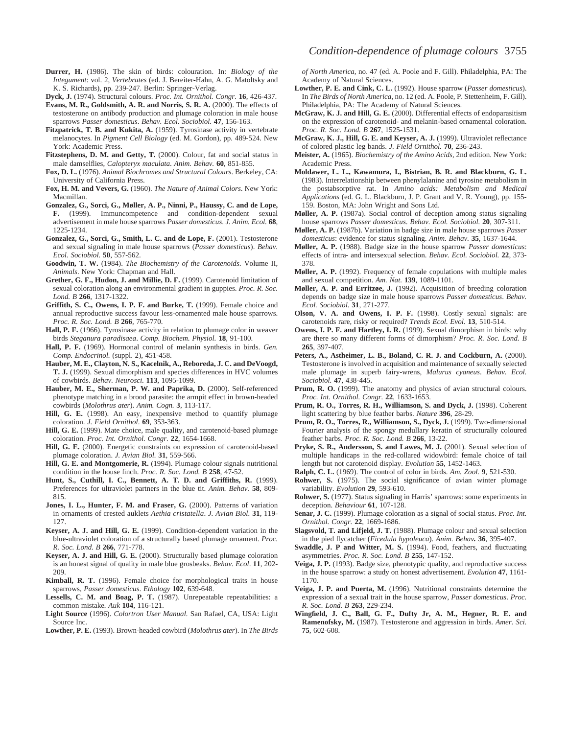**Durrer, H.** (1986). The skin of birds: colouration. In: *Biology of the Integument*: vol. 2, *Vertebrates* (ed. J. Bereiter-Hahn, A. G. Matoltsky and K. S. Richards), pp. 239-247. Berlin: Springer-Verlag.

**Dyck, J.** (1974). Structural colours. *Proc. Int. Ornithol. Congr.* **16**, 426-437.

**Evans, M. R., Goldsmith, A. R. and Norris, S. R. A.** (2000). The effects of testosterone on antibody production and plumage coloration in male house sparrows *Passer domesticus*. *Behav. Ecol. Sociobiol.* **47**, 156-163.

**Fitzpatrick, T. B. and Kukita, A.** (1959). Tyrosinase activity in vertebrate melanocytes. In *Pigment Cell Biology* (ed. M. Gordon), pp. 489-524. New York: Academic Press.

**Fitzstephens, D. M. and Getty, T.** (2000). Colour, fat and social status in male damselflies, *Calopteryx maculata*. *Anim. Behav.* **60**, 851-855.

**Fox, D. L.** (1976). *Animal Biochromes and Structural Colours*. Berkeley, CA: University of California Press.

**Fox, H. M. and Vevers, G.** (1960). *The Nature of Animal Colors*. New York: Macmillan.

**Gonzalez, G., Sorci, G., Møller, A. P., Ninni, P., Haussy, C. and de Lope, F.** (1999). Immuncompetence and condition-dependent sexual advertisement in male house sparrows *Passer domesticus*. *J. Anim. Ecol.* **68**, 1225-1234.

**Gonzalez, G., Sorci, G., Smith, L. C. and de Lope, F.** (2001). Testosterone and sexual signaling in male house sparrows (*Passer domesticus*). *Behav. Ecol. Sociobiol.* **50**, 557-562.

**Goodwin, T. W.** (1984). *The Biochemistry of the Carotenoids*. Volume II, *Animals*. New York: Chapman and Hall.

**Grether, G. F., Hudon, J. and Millie, D. F.** (1999). Carotenoid limitation of sexual coloration along an environmental gradient in guppies. *Proc. R. Soc. Lond. B* **266**, 1317-1322.

**Griffith, S. C., Owens, I. P. F. and Burke, T.** (1999). Female choice and annual reproductive success favour less-ornamented male house sparrows. *Proc. R. Soc. Lond. B* **266**, 765-770.

**Hall, P. F.** (1966). Tyrosinase activity in relation to plumage color in weaver birds *Steganura paradisaea*. *Comp. Biochem. Physiol.* **18**, 91-100.

**Hall, P. F.** (1969). Hormonal control of melanin synthesis in birds. *Gen. Comp. Endocrinol.* (suppl. 2), 451-458.

**Hauber, M. E., Clayton, N. S., Kacelnik, A., Reboreda, J. C. and DeVoogd, T. J.** (1999). Sexual dimorphism and species differences in HVC volumes of cowbirds. *Behav. Neurosci.* **113**, 1095-1099.

**Hauber, M. E., Sherman, P. W. and Paprika, D.** (2000). Self-referenced phenotype matching in a brood parasite: the armpit effect in brown-headed cowbirds (*Molothrus ater*). *Anim. Cogn.* **3**, 113-117.

**Hill, G. E.** (1998). An easy, inexpensive method to quantify plumage coloration. *J. Field Ornithol.* **69**, 353-363.

**Hill, G. E.** (1999). Mate choice, male quality, and carotenoid-based plumage coloration. *Proc. Int. Ornithol. Congr.* **22**, 1654-1668.

**Hill, G. E.** (2000). Energetic constraints on expression of carotenoid-based plumage coloration. *J. Avian Biol.* **31**, 559-566.

**Hill, G. E. and Montgomerie, R.** (1994). Plumage colour signals nutritional condition in the house finch. *Proc. R. Soc. Lond. B* **258**, 47-52.

**Hunt, S., Cuthill, I. C., Bennett, A. T. D. and Griffiths, R.** (1999). Preferences for ultraviolet partners in the blue tit. *Anim. Behav.* **58**, 809-815.

**Jones, I. L., Hunter, F. M. and Fraser, G.** (2000). Patterns of variation in ornaments of crested auklets *Aethia cristatella*. *J. Avian Biol.* **31**, 119-127.

**Keyser, A. J. and Hill, G. E.** (1999). Condition-dependent variation in the blue-ultraviolet coloration of a structurally based plumage ornament. *Proc. R. Soc. Lond. B* **266**, 771-778.

**Keyser, A. J. and Hill, G. E.** (2000). Structurally based plumage coloration is an honest signal of quality in male blue grosbeaks. *Behav. Ecol.* **11**, 202-209.

**Kimball, R. T.** (1996). Female choice for morphological traits in house sparrows, *Passer domesticus*. *Ethology* **102**, 639-648.

**Lessells, C. M. and Boag, P. T.** (1987). Unrepeatable repeatabilities: a common mistake. *Auk* **104**, 116-121.

**Light Source** (1996). *Colortron User Manual*. San Rafael, CA, USA: Light Source Inc.

**Lowther, P. E.** (1993). Brown-headed cowbird (*Molothrus ater*). In *The Birds of North America*, no. 47 (ed. A. Poole and F. Gill). Philadelphia, PA: The Academy of Natural Sciences.

**Lowther, P. E. and Cink, C. L.** (1992). House sparrow (*Passer domesticus*). In *The Birds of North America*, no. 12 (ed. A. Poole, P. Stettenheim, F. Gill). Philadelphia, PA: The Academy of Natural Sciences.

**McGraw, K. J. and Hill, G. E.** (2000). Differential effects of endoparasitism on the expression of carotenoid- and melanin-based ornamental coloration. *Proc. R. Soc. Lond. B* **267**, 1525-1531.

**McGraw, K. J., Hill, G. E. and Keyser, A. J.** (1999). Ultraviolet reflectance of colored plastic leg bands. *J. Field Ornithol.* **70**, 236-243.

**Meister, A.** (1965). *Biochemistry of the Amino Acids*, 2nd edition. New York: Academic Press.

**Moldawer, L. L., Kawamura, I., Bistrian, B. R. and Blackburn, G. L.** (1983). Interrelationship between phenylalanine and tyrosine metabolism in the postabsorptive rat. In *Amino acids: Metabolism and Medical Applications* (ed. G. L. Blackburn, J. P. Grant and V. R. Young), pp. 155-159. Boston, MA: John Wright and Sons Ltd.

**Møller, A. P.** (1987a). Social control of deception among status signaling house sparrows *Passer domesticus*. *Behav. Ecol. Sociobiol.* **20**, 307-311.

**Møller, A. P.** (1987b). Variation in badge size in male house sparrows *Passer domesticus*: evidence for status signaling. *Anim. Behav.* **35**, 1637-1644.

**Møller, A. P.** (1988). Badge size in the house sparrow *Passer domesticus*: effects of intra- and intersexual selection. *Behav. Ecol. Sociobiol.* **22**, 373-378.

**Møller, A. P.** (1992). Frequency of female copulations with multiple males and sexual competition. *Am. Nat.* **139**, 1089-1101.

**Møller, A. P. and Erritzøe, J.** (1992). Acquisition of breeding coloration depends on badge size in male house sparrows *Passer domesticus*. *Behav. Ecol. Sociobiol.* **31**, 271-277.

**Olson, V. A. and Owens, I. P. F.** (1998). Costly sexual signals: are carotenoids rare, risky or required? *Trends Ecol. Evol.* **13**, 510-514.

**Owens, I. P. F. and Hartley, I. R.** (1999). Sexual dimorphism in birds: why are there so many different forms of dimorphism? *Proc. R. Soc. Lond. B* **265**, 397-407.

**Peters, A., Astheimer, L. B., Boland, C. R. J. and Cockburn, A.** (2000). Testosterone is involved in acquisition and maintenance of sexually selected male plumage in superb fairy-wrens, *Malurus cyaneus*. *Behav. Ecol. Sociobiol.* **47**, 438-445.

**Prum, R. O.** (1999). The anatomy and physics of avian structural colours. *Proc. Int. Ornithol. Congr.* **22**, 1633-1653.

**Prum, R. O., Torres, R. H., Williamson, S. and Dyck, J.** (1998). Coherent light scattering by blue feather barbs. *Nature* **396**, 28-29.

**Prum, R. O., Torres, R., Williamson, S., Dyck, J.** (1999). Two-dimensional Fourier analysis of the spongy medullary keratin of structurally coloured feather barbs. *Proc. R. Soc. Lond. B* **266**, 13-22.

**Pryke, S. R., Andersson, S. and Lawes, M. J.** (2001). Sexual selection of multiple handicaps in the red-collared widowbird: female choice of tail length but not carotenoid display. *Evolution* **55**, 1452-1463.

**Ralph, C. L.** (1969). The control of color in birds. *Am. Zool.* **9**, 521-530.

**Rohwer, S.** (1975). The social significance of avian winter plumage variability. *Evolution* **29**, 593-610.

**Rohwer, S.** (1977). Status signaling in Harris' sparrows: some experiments in deception. *Behaviour* **61**, 107-128.

**Senar, J. C.** (1999). Plumage coloration as a signal of social status. *Proc. Int. Ornithol. Congr.* **22**, 1669-1686.

**Slagsvold, T. and Lifjeld, J. T.** (1988). Plumage colour and sexual selection in the pied flycatcher (*Ficedula hypoleuca*). *Anim. Behav.* **36**, 395-407.

**Swaddle, J. P and Witter, M. S.** (1994). Food, feathers, and fluctuating asymmetries. *Proc. R. Soc. Lond. B* **255**, 147-152.

**Veiga, J. P.** (1993). Badge size, phenotypic quality, and reproductive success in the house sparrow: a study on honest advertisement. *Evolution* **47**, 1161-1170.

**Veiga, J. P. and Puerta, M.** (1996). Nutritional constraints determine the expression of a sexual trait in the house sparrow, *Passer domesticus*. *Proc. R. Soc. Lond. B* **263**, 229-234.

**Wingfield, J. C., Ball, G. F., Dufty Jr, A. M., Hegner, R. E. and Ramenofsky, M.** (1987). Testosterone and aggression in birds. *Amer. Sci.* **75**, 602-608.